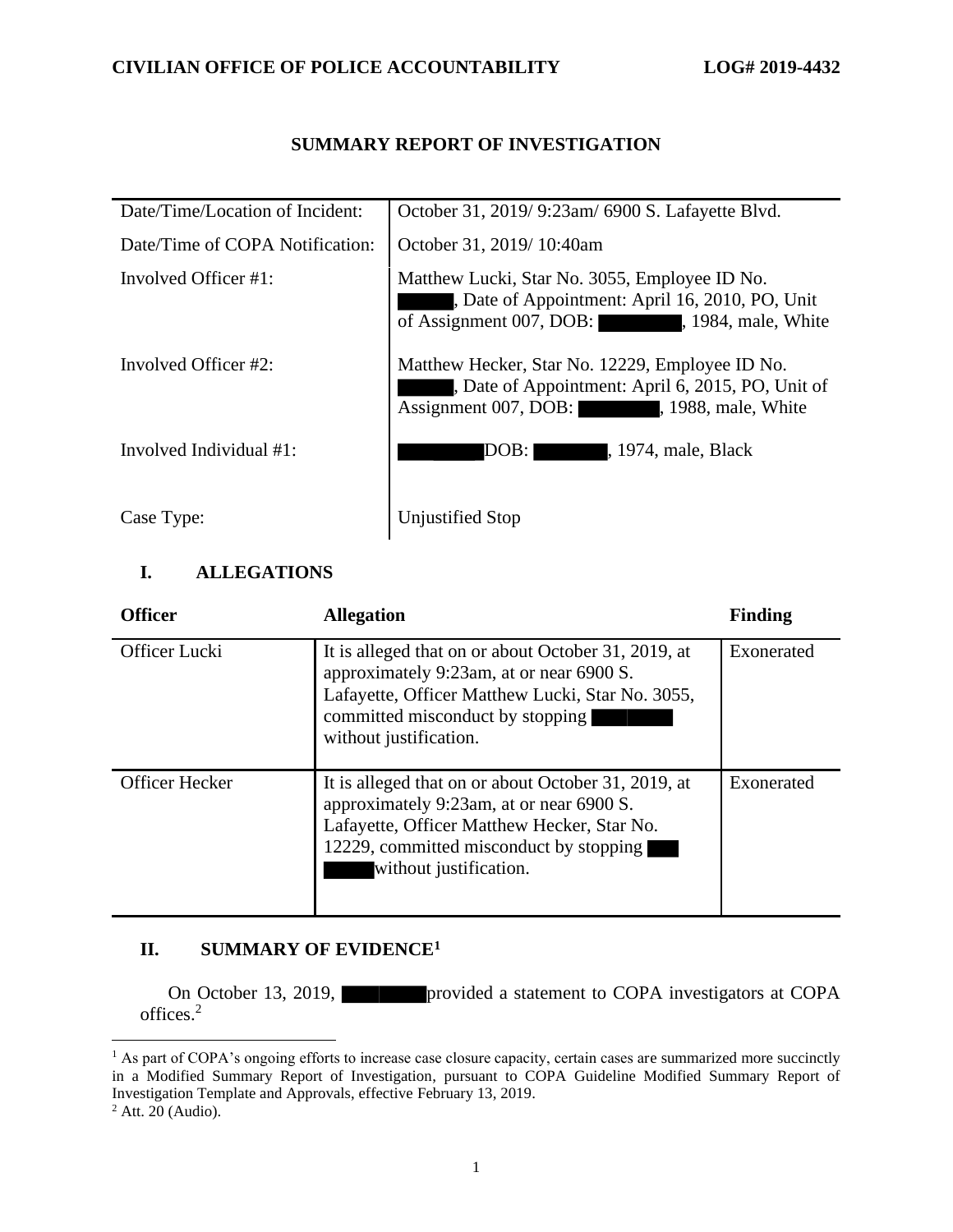**CIVILIAN OFFICE OF POLICE ACCOUNTABILITY** **LOG# 2019-4432**

# SUMMARY REPORT OF INVESTIGATION

| | |
|---|---|
| Date/Time/Location of Incident: | October 31, 2019/ 9:23am/ 6900 S. Lafayette Blvd. |
| Date/Time of COPA Notification: | October 31, 2019/ 10:40am |
| Involved Officer #1: | Matthew Lucki, Star No. 3055, Employee ID No. ███, Date of Appointment: April 16, 2010, PO, Unit of Assignment 007, DOB: ███, 1984, male, White |
| Involved Officer #2: | Matthew Hecker, Star No. 12229, Employee ID No. ███, Date of Appointment: April 6, 2015, PO, Unit of Assignment 007, DOB: ███, 1988, male, White |
| Involved Individual #1: | ███ DOB: ███, 1974, male, Black |
| Case Type: | Unjustified Stop |

## I. ALLEGATIONS

| Officer | Allegation | Finding |
|---|---|---|
| Officer Lucki | It is alleged that on or about October 31, 2019, at approximately 9:23am, at or near 6900 S. Lafayette, Officer Matthew Lucki, Star No. 3055, committed misconduct by stopping ███ without justification. | Exonerated |
| Officer Hecker | It is alleged that on or about October 31, 2019, at approximately 9:23am, at or near 6900 S. Lafayette, Officer Matthew Hecker, Star No. 12229, committed misconduct by stopping ███ without justification. | Exonerated |

## II. SUMMARY OF EVIDENCE[1]

On October 13, 2019, ███ provided a statement to COPA investigators at COPA offices.[2]

---

[1] As part of COPA's ongoing efforts to increase case closure capacity, certain cases are summarized more succinctly in a Modified Summary Report of Investigation, pursuant to COPA Guideline Modified Summary Report of Investigation Template and Approvals, effective February 13, 2019.

[2] Att. 20 (Audio).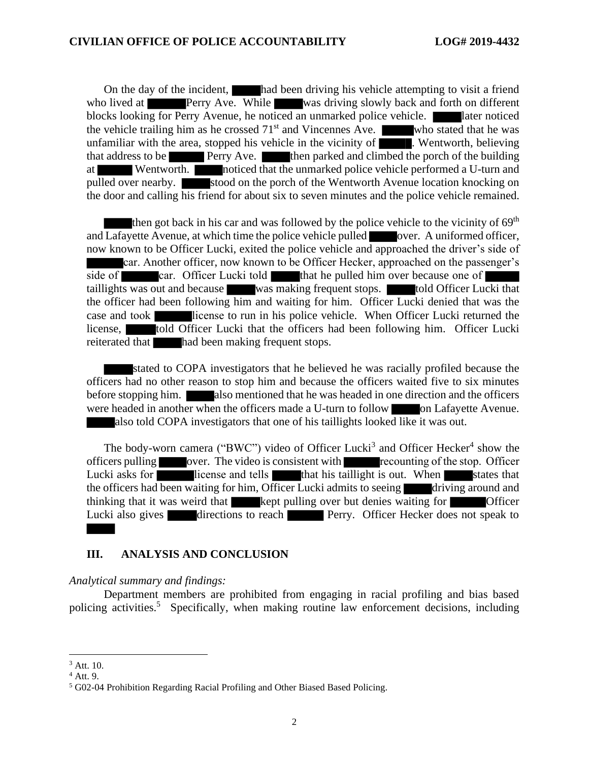On the day of the incident, ███ had been driving his vehicle attempting to visit a friend who lived at ███ Perry Ave. While ███ was driving slowly back and forth on different blocks looking for Perry Avenue, he noticed an unmarked police vehicle. ███ later noticed the vehicle trailing him as he crossed 71st and Vincennes Ave. ███ who stated that he was unfamiliar with the area, stopped his vehicle in the vicinity of ███. Wentworth, believing that address to be ███ Perry Ave. ███ then parked and climbed the porch of the building at ███ Wentworth. ███ noticed that the unmarked police vehicle performed a U-turn and pulled over nearby. ███ stood on the porch of the Wentworth Avenue location knocking on the door and calling his friend for about six to seven minutes and the police vehicle remained.

███ then got back in his car and was followed by the police vehicle to the vicinity of 69th and Lafayette Avenue, at which time the police vehicle pulled ███ over. A uniformed officer, now known to be Officer Lucki, exited the police vehicle and approached the driver's side of ███ car. Another officer, now known to be Officer Hecker, approached on the passenger's side of ███ car. Officer Lucki told ███ that he pulled him over because one of ███ taillights was out and because ███ was making frequent stops. ███ told Officer Lucki that the officer had been following him and waiting for him. Officer Lucki denied that was the case and took ███ license to run in his police vehicle. When Officer Lucki returned the license, ███ told Officer Lucki that the officers had been following him. Officer Lucki reiterated that ███ had been making frequent stops.

███ stated to COPA investigators that he believed he was racially profiled because the officers had no other reason to stop him and because the officers waited five to six minutes before stopping him. ███ also mentioned that he was headed in one direction and the officers were headed in another when the officers made a U-turn to follow ███ on Lafayette Avenue. ███ also told COPA investigators that one of his taillights looked like it was out.

The body-worn camera ("BWC") video of Officer Lucki[3] and Officer Hecker[4] show the officers pulling ███ over. The video is consistent with ███ recounting of the stop. Officer Lucki asks for ███ license and tells ███ that his taillight is out. When ███ states that the officers had been waiting for him, Officer Lucki admits to seeing ███ driving around and thinking that it was weird that ███ kept pulling over but denies waiting for ███ Officer Lucki also gives ███ directions to reach ███ Perry. Officer Hecker does not speak to ███

## III. ANALYSIS AND CONCLUSION

*Analytical summary and findings:*

Department members are prohibited from engaging in racial profiling and bias based policing activities.[5] Specifically, when making routine law enforcement decisions, including

---

[3] Att. 10.

[4] Att. 9.

[5] G02-04 Prohibition Regarding Racial Profiling and Other Biased Based Policing.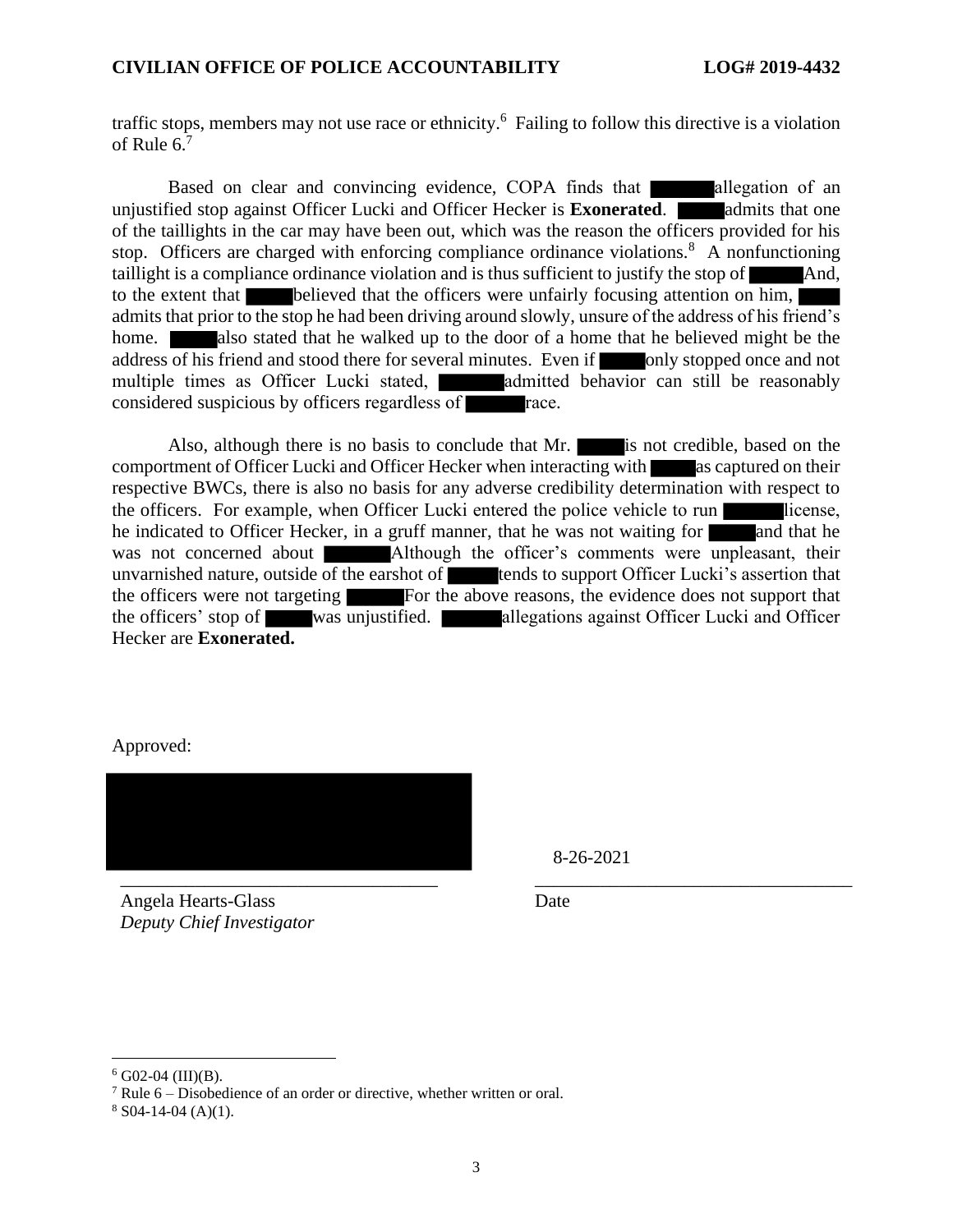traffic stops, members may not use race or ethnicity.[6] Failing to follow this directive is a violation of Rule 6.[7]

Based on clear and convincing evidence, COPA finds that ██████ allegation of an unjustified stop against Officer Lucki and Officer Hecker is **Exonerated**. █████ admits that one of the taillights in the car may have been out, which was the reason the officers provided for his stop. Officers are charged with enforcing compliance ordinance violations.[8] A nonfunctioning taillight is a compliance ordinance violation and is thus sufficient to justify the stop of █████ And, to the extent that █████ believed that the officers were unfairly focusing attention on him, █████ admits that prior to the stop he had been driving around slowly, unsure of the address of his friend's home. █████ also stated that he walked up to the door of a home that he believed might be the address of his friend and stood there for several minutes. Even if █████ only stopped once and not multiple times as Officer Lucki stated, ██████ admitted behavior can still be reasonably considered suspicious by officers regardless of ██████ race.

Also, although there is no basis to conclude that Mr. █████ is not credible, based on the comportment of Officer Lucki and Officer Hecker when interacting with █████ as captured on their respective BWCs, there is also no basis for any adverse credibility determination with respect to the officers. For example, when Officer Lucki entered the police vehicle to run ██████ license, he indicated to Officer Hecker, in a gruff manner, that he was not waiting for █████ and that he was not concerned about ██████ Although the officer's comments were unpleasant, their unvarnished nature, outside of the earshot of █████ tends to support Officer Lucki's assertion that the officers were not targeting █████ For the above reasons, the evidence does not support that the officers' stop of █████ was unjustified. ██████ allegations against Officer Lucki and Officer Hecker are **Exonerated.**

Approved:

| ████████████████ | 8-26-2021 |
|---|---|
| Angela Hearts-Glass<br>*Deputy Chief Investigator* | Date |

---

[6] G02-04 (III)(B).

[7] Rule 6 – Disobedience of an order or directive, whether written or oral.

[8] S04-14-04 (A)(1).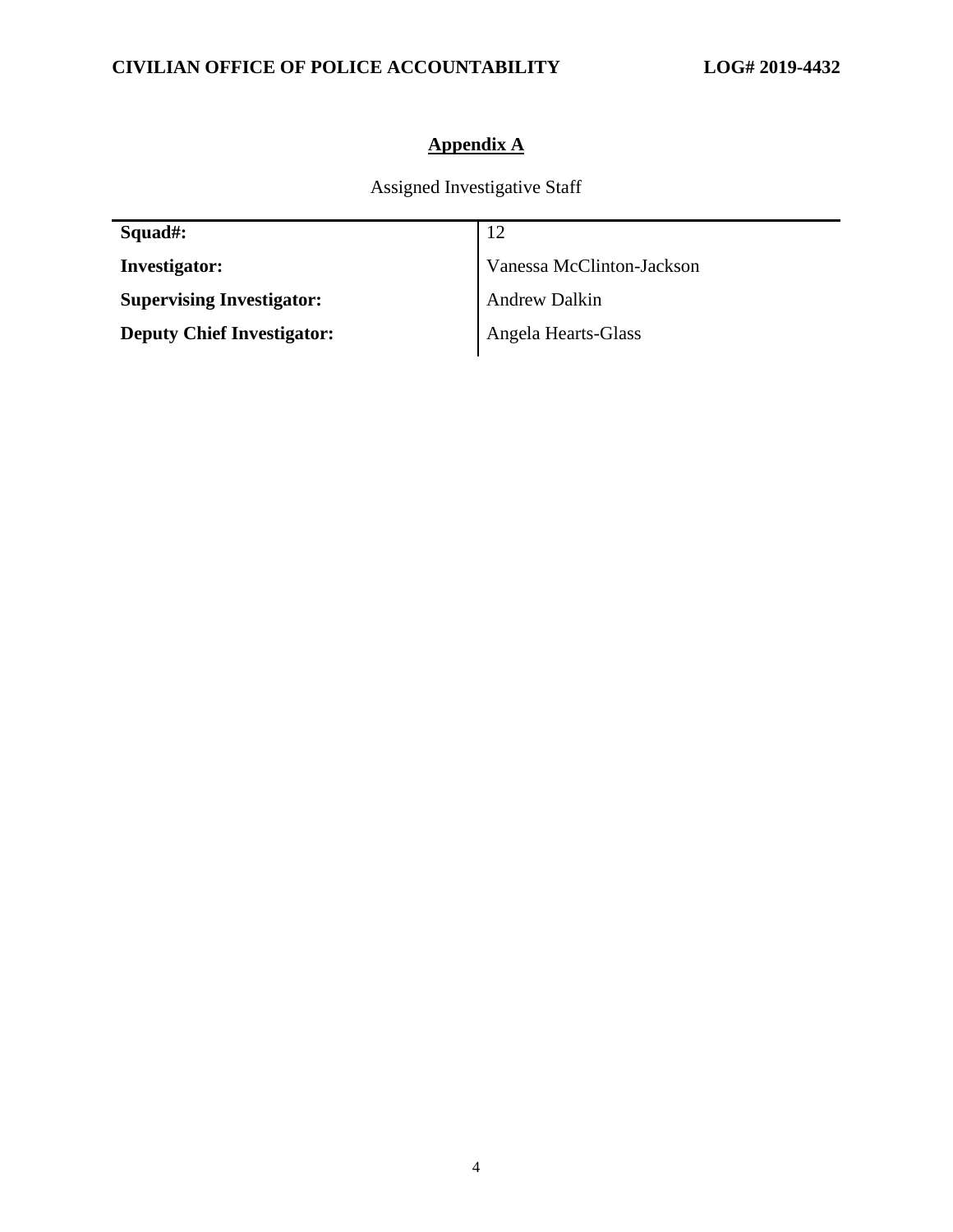## Appendix A

Assigned Investigative Staff

| | |
|---|---|
| **Squad#:** | 12 |
| **Investigator:** | Vanessa McClinton-Jackson |
| **Supervising Investigator:** | Andrew Dalkin |
| **Deputy Chief Investigator:** | Angela Hearts-Glass |